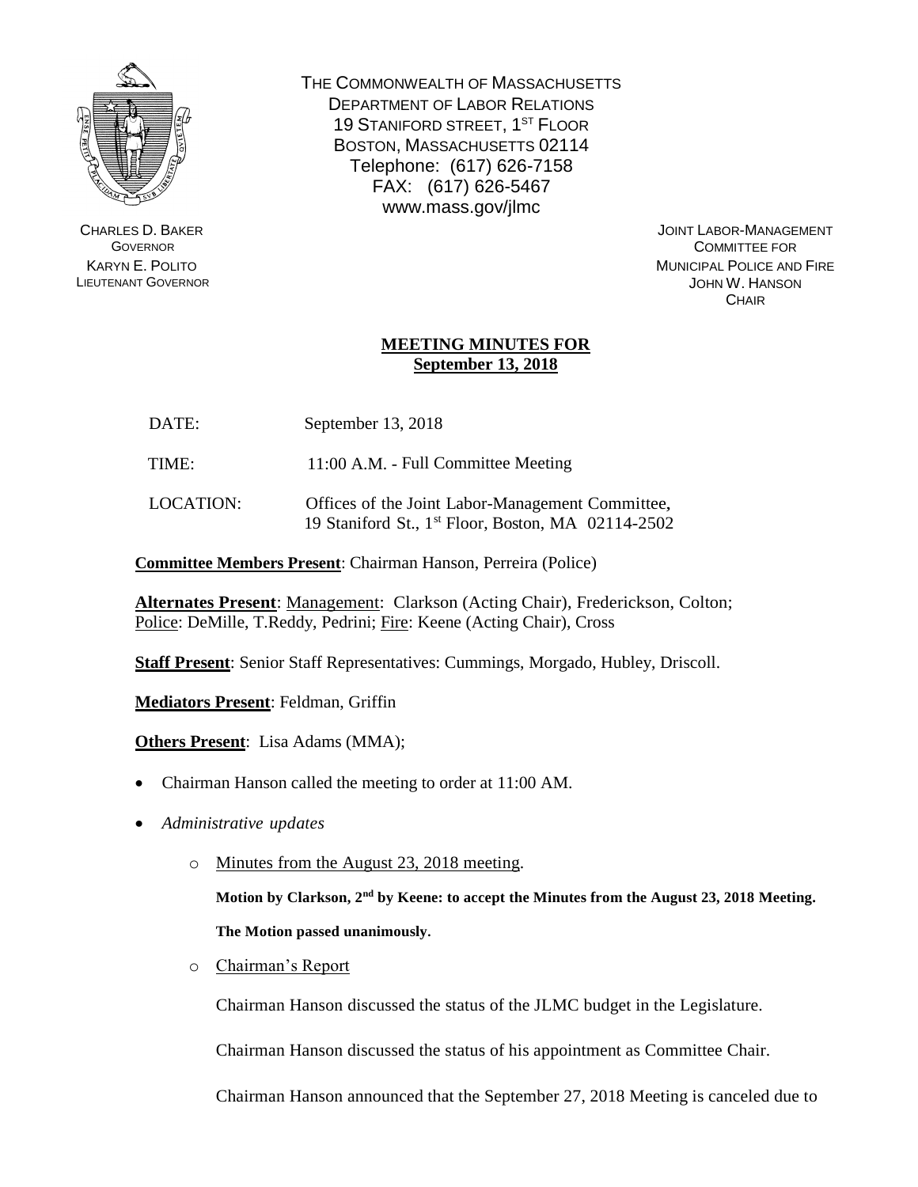THE COMMONWEALTH OF MASSACHUSETTS
DEPARTMENT OF LABOR RELATIONS
19 STANIFORD STREET, 1[ST] FLOOR
BOSTON, MASSACHUSETTS 02114
Telephone: (617) 626-7158
FAX: (617) 626-5467
www.mass.gov/jlmc

CHARLES D. BAKER
GOVERNOR
KARYN E. POLITO
LIEUTENANT GOVERNOR

JOINT LABOR-MANAGEMENT
COMMITTEE FOR
MUNICIPAL POLICE AND FIRE
JOHN W. HANSON
CHAIR

## MEETING MINUTES FOR September 13, 2018

DATE: September 13, 2018

TIME: 11:00 A.M. - Full Committee Meeting

LOCATION: Offices of the Joint Labor-Management Committee, 19 Staniford St., 1[st] Floor, Boston, MA 02114-2502

**Committee Members Present**: Chairman Hanson, Perreira (Police)

**Alternates Present**: Management: Clarkson (Acting Chair), Frederickson, Colton; Police: DeMille, T.Reddy, Pedrini; Fire: Keene (Acting Chair), Cross

**Staff Present**: Senior Staff Representatives: Cummings, Morgado, Hubley, Driscoll.

**Mediators Present**: Feldman, Griffin

**Others Present**: Lisa Adams (MMA);

- Chairman Hanson called the meeting to order at 11:00 AM.
- *Administrative updates*
  - Minutes from the August 23, 2018 meeting.

    **Motion by Clarkson, 2[nd] by Keene: to accept the Minutes from the August 23, 2018 Meeting.**

    **The Motion passed unanimously.**
  - Chairman's Report

    Chairman Hanson discussed the status of the JLMC budget in the Legislature.

    Chairman Hanson discussed the status of his appointment as Committee Chair.

    Chairman Hanson announced that the September 27, 2018 Meeting is canceled due to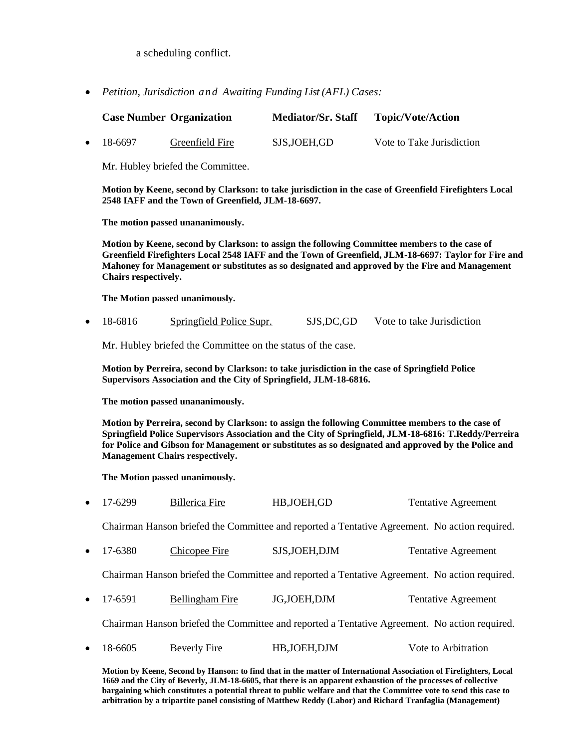a scheduling conflict.

- *Petition, Jurisdiction and Awaiting Funding List (AFL) Cases:*

| Case Number | Organization | Mediator/Sr. Staff | Topic/Vote/Action |
|---|---|---|---|

- 18-6697 Greenfield Fire SJS,JOEH,GD Vote to Take Jurisdiction

  Mr. Hubley briefed the Committee.

  **Motion by Keene, second by Clarkson: to take jurisdiction in the case of Greenfield Firefighters Local 2548 IAFF and the Town of Greenfield, JLM-18-6697.**

  **The motion passed unananimously.**

  **Motion by Keene, second by Clarkson: to assign the following Committee members to the case of Greenfield Firefighters Local 2548 IAFF and the Town of Greenfield, JLM-18-6697: Taylor for Fire and Mahoney for Management or substitutes as so designated and approved by the Fire and Management Chairs respectively.**

  **The Motion passed unanimously.**

- 18-6816 Springfield Police Supr. SJS,DC,GD Vote to take Jurisdiction

  Mr. Hubley briefed the Committee on the status of the case.

  **Motion by Perreira, second by Clarkson: to take jurisdiction in the case of Springfield Police Supervisors Association and the City of Springfield, JLM-18-6816.**

  **The motion passed unananimously.**

  **Motion by Perreira, second by Clarkson: to assign the following Committee members to the case of Springfield Police Supervisors Association and the City of Springfield, JLM-18-6816: T.Reddy/Perreira for Police and Gibson for Management or substitutes as so designated and approved by the Police and Management Chairs respectively.**

  **The Motion passed unanimously.**

- 17-6299 Billerica Fire HB,JOEH,GD Tentative Agreement

  Chairman Hanson briefed the Committee and reported a Tentative Agreement. No action required.

- 17-6380 Chicopee Fire SJS,JOEH,DJM Tentative Agreement

  Chairman Hanson briefed the Committee and reported a Tentative Agreement. No action required.

- 17-6591 Bellingham Fire JG,JOEH,DJM Tentative Agreement

  Chairman Hanson briefed the Committee and reported a Tentative Agreement. No action required.

- 18-6605 Beverly Fire HB,JOEH,DJM Vote to Arbitration

  **Motion by Keene, Second by Hanson: to find that in the matter of International Association of Firefighters, Local 1669 and the City of Beverly, JLM-18-6605, that there is an apparent exhaustion of the processes of collective bargaining which constitutes a potential threat to public welfare and that the Committee vote to send this case to arbitration by a tripartite panel consisting of Matthew Reddy (Labor) and Richard Tranfaglia (Management)**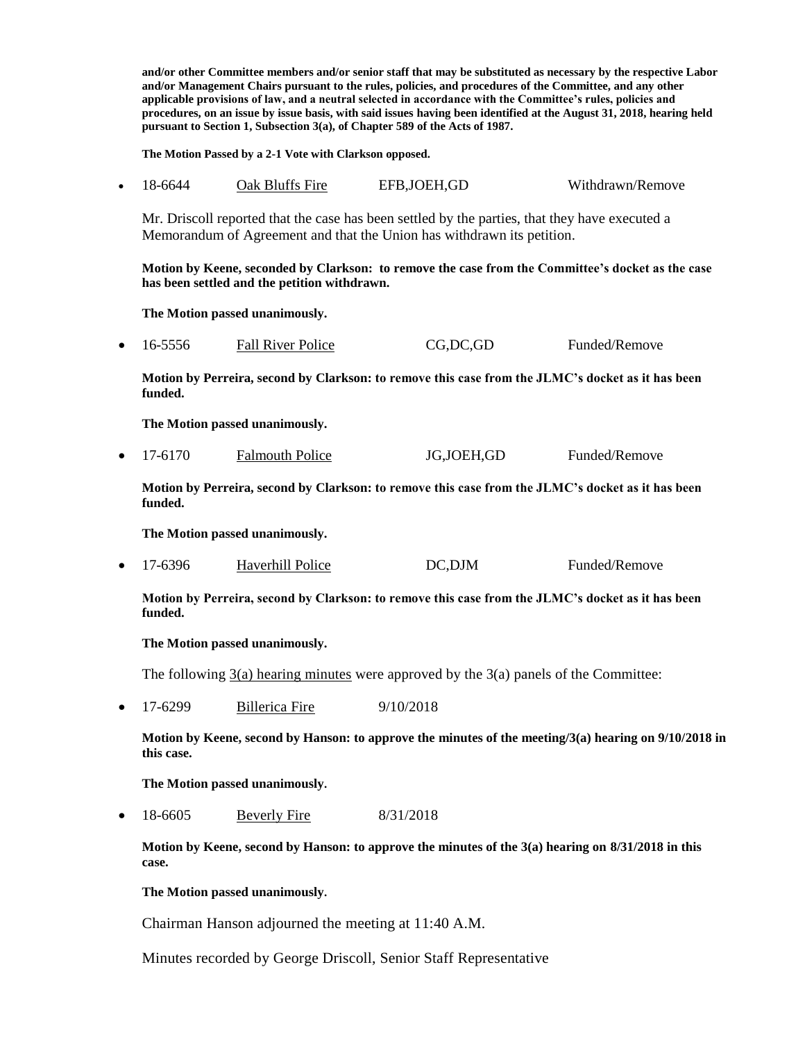**and/or other Committee members and/or senior staff that may be substituted as necessary by the respective Labor and/or Management Chairs pursuant to the rules, policies, and procedures of the Committee, and any other applicable provisions of law, and a neutral selected in accordance with the Committee's rules, policies and procedures, on an issue by issue basis, with said issues having been identified at the August 31, 2018, hearing held pursuant to Section 1, Subsection 3(a), of Chapter 589 of the Acts of 1987.**

**The Motion Passed by a 2-1 Vote with Clarkson opposed.**

- 18-6644 Oak Bluffs Fire EFB,JOEH,GD Withdrawn/Remove

  Mr. Driscoll reported that the case has been settled by the parties, that they have executed a Memorandum of Agreement and that the Union has withdrawn its petition.

  **Motion by Keene, seconded by Clarkson: to remove the case from the Committee's docket as the case has been settled and the petition withdrawn.**

  **The Motion passed unanimously.**

- 16-5556 Fall River Police CG,DC,GD Funded/Remove

  **Motion by Perreira, second by Clarkson: to remove this case from the JLMC's docket as it has been funded.**

  **The Motion passed unanimously.**

- 17-6170 Falmouth Police JG,JOEH,GD Funded/Remove

  **Motion by Perreira, second by Clarkson: to remove this case from the JLMC's docket as it has been funded.**

  **The Motion passed unanimously.**

- 17-6396 Haverhill Police DC,DJM Funded/Remove

  **Motion by Perreira, second by Clarkson: to remove this case from the JLMC's docket as it has been funded.**

  **The Motion passed unanimously.**

  The following 3(a) hearing minutes were approved by the 3(a) panels of the Committee:

- 17-6299 Billerica Fire 9/10/2018

  **Motion by Keene, second by Hanson: to approve the minutes of the meeting/3(a) hearing on 9/10/2018 in this case.**

  **The Motion passed unanimously.**

- 18-6605 Beverly Fire 8/31/2018

  **Motion by Keene, second by Hanson: to approve the minutes of the 3(a) hearing on 8/31/2018 in this case.**

  **The Motion passed unanimously.**

Chairman Hanson adjourned the meeting at 11:40 A.M.

Minutes recorded by George Driscoll, Senior Staff Representative